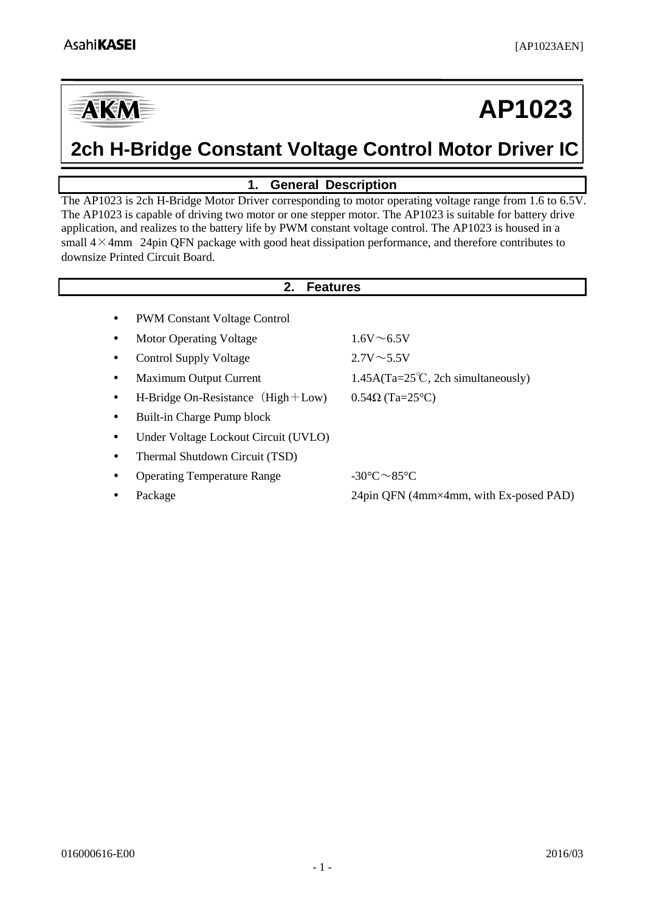# AP1023

## 2ch H-Bridge Constant Voltage Control Motor Driver IC

## 1. General Description

The AP1023 is 2ch H-Bridge Motor Driver corresponding to motor operating voltage range from 1.6 to 6.5V. The AP1023 is capable of driving two motor or one stepper motor. The AP1023 is suitable for battery drive application, and realizes to the battery life by PWM constant voltage control. The AP1023 is housed in a small 4×4mm 24pin QFN package with good heat dissipation performance, and therefore contributes to downsize Printed Circuit Board.

## 2. Features

- PWM Constant Voltage Control
- Motor Operating Voltage 1.6V～6.5V
- Control Supply Voltage 2.7V～5.5V
- Maximum Output Current 1.45A(Ta=25℃, 2ch simultaneously)
- H-Bridge On-Resistance（High＋Low） 0.54Ω (Ta=25°C)
- Built-in Charge Pump block
- Under Voltage Lockout Circuit (UVLO)
- Thermal Shutdown Circuit (TSD)
- Operating Temperature Range -30°C～85°C
- Package 24pin QFN (4mm×4mm, with Ex-posed PAD)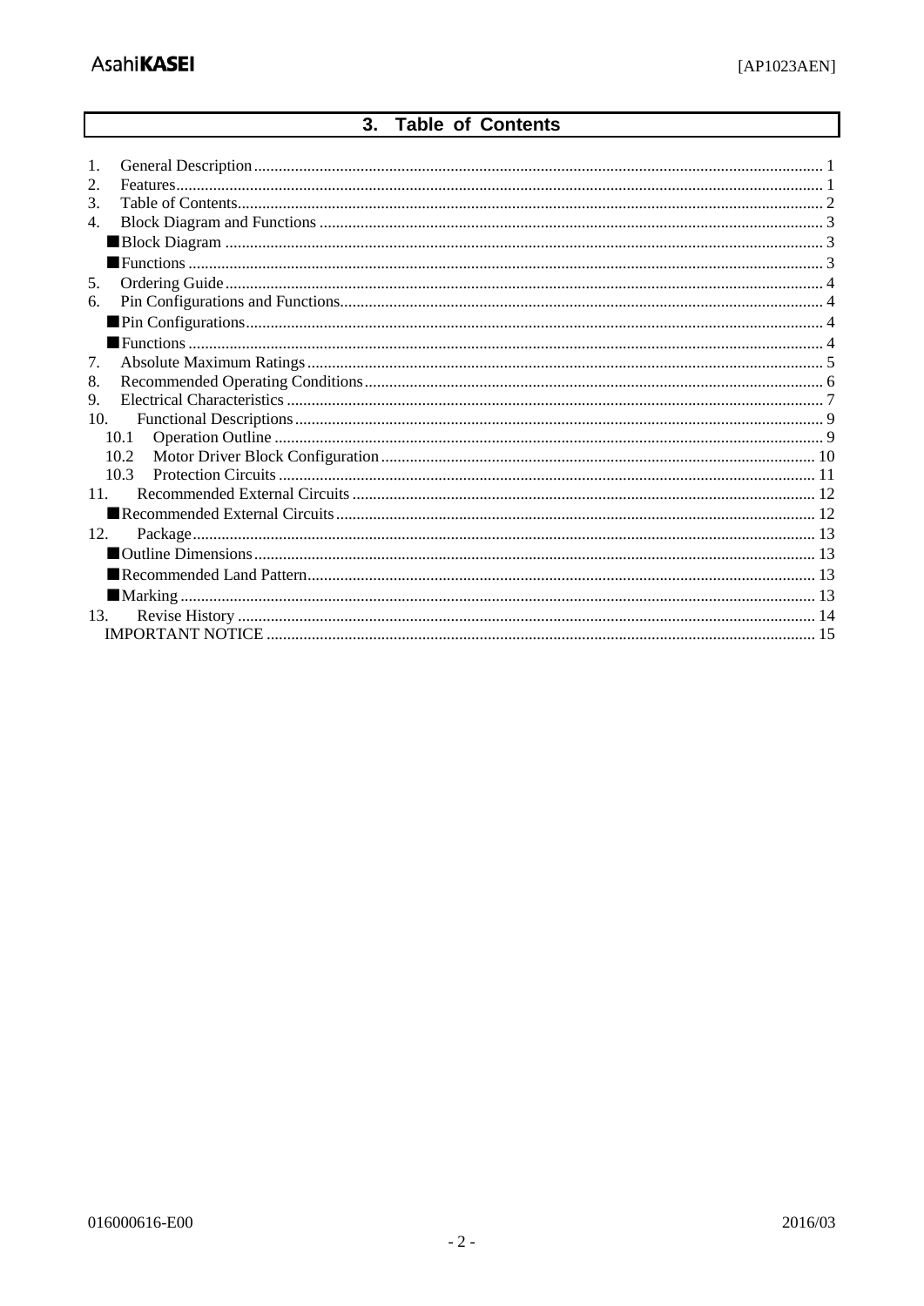## 3. Table of Contents

1. General Description ........ 1
2. Features ........ 1
3. Table of Contents ........ 2
4. Block Diagram and Functions ........ 3
   - ■Block Diagram ........ 3
   - ■Functions ........ 3
5. Ordering Guide ........ 4
6. Pin Configurations and Functions ........ 4
   - ■Pin Configurations ........ 4
   - ■Functions ........ 4
7. Absolute Maximum Ratings ........ 5
8. Recommended Operating Conditions ........ 6
9. Electrical Characteristics ........ 7
10. Functional Descriptions ........ 9
    - 10.1 Operation Outline ........ 9
    - 10.2 Motor Driver Block Configuration ........ 10
    - 10.3 Protection Circuits ........ 11
11. Recommended External Circuits ........ 12
    - ■Recommended External Circuits ........ 12
12. Package ........ 13
    - ■Outline Dimensions ........ 13
    - ■Recommended Land Pattern ........ 13
    - ■Marking ........ 13
13. Revise History ........ 14

IMPORTANT NOTICE ........ 15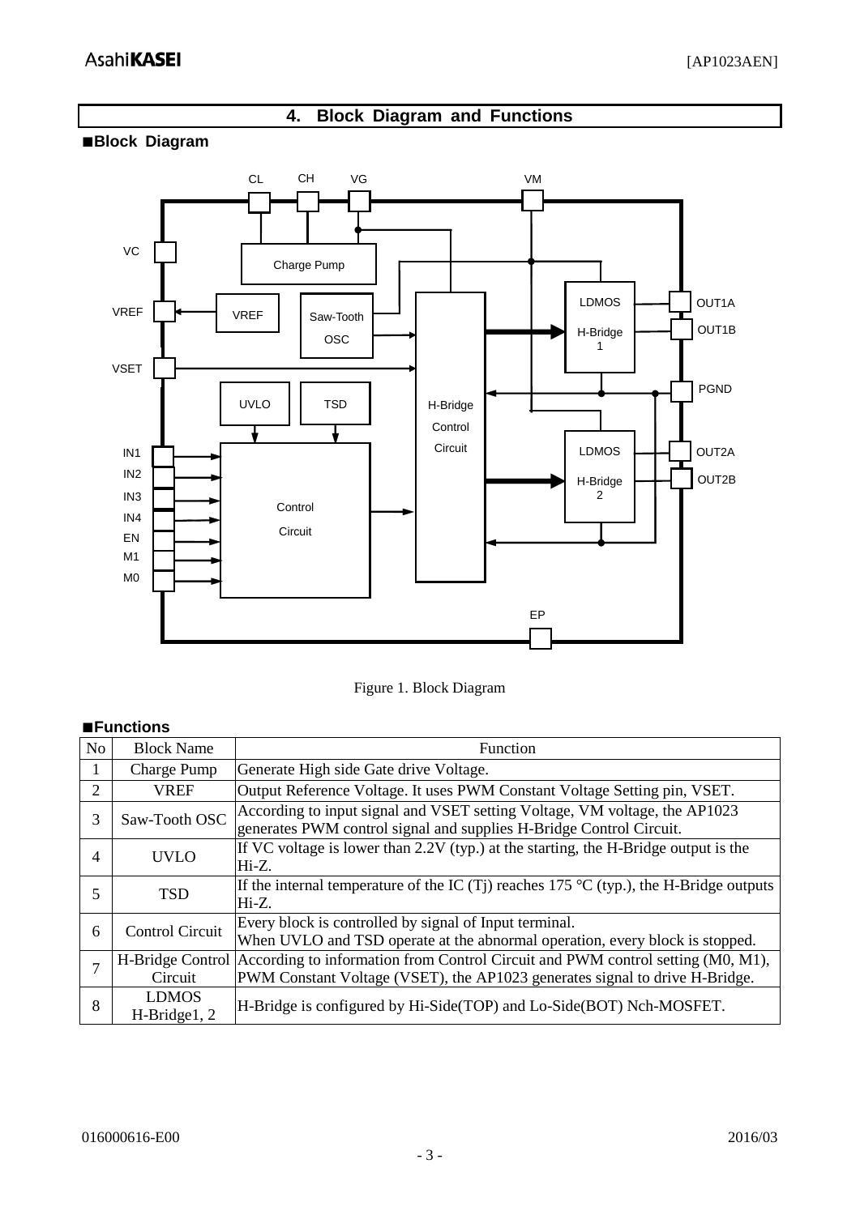# 4. Block Diagram and Functions

## ■Block Diagram

Figure 1. Block Diagram

## ■Functions

| No | Block Name | Function |
|---|---|---|
| 1 | Charge Pump | Generate High side Gate drive Voltage. |
| 2 | VREF | Output Reference Voltage. It uses PWM Constant Voltage Setting pin, VSET. |
| 3 | Saw-Tooth OSC | According to input signal and VSET setting Voltage, VM voltage, the AP1023 generates PWM control signal and supplies H-Bridge Control Circuit. |
| 4 | UVLO | If VC voltage is lower than 2.2V (typ.) at the starting, the H-Bridge output is the Hi-Z. |
| 5 | TSD | If the internal temperature of the IC (Tj) reaches 175 °C (typ.), the H-Bridge outputs Hi-Z. |
| 6 | Control Circuit | Every block is controlled by signal of Input terminal. When UVLO and TSD operate at the abnormal operation, every block is stopped. |
| 7 | H-Bridge Control Circuit | According to information from Control Circuit and PWM control setting (M0, M1), PWM Constant Voltage (VSET), the AP1023 generates signal to drive H-Bridge. |
| 8 | LDMOS H-Bridge1, 2 | H-Bridge is configured by Hi-Side(TOP) and Lo-Side(BOT) Nch-MOSFET. |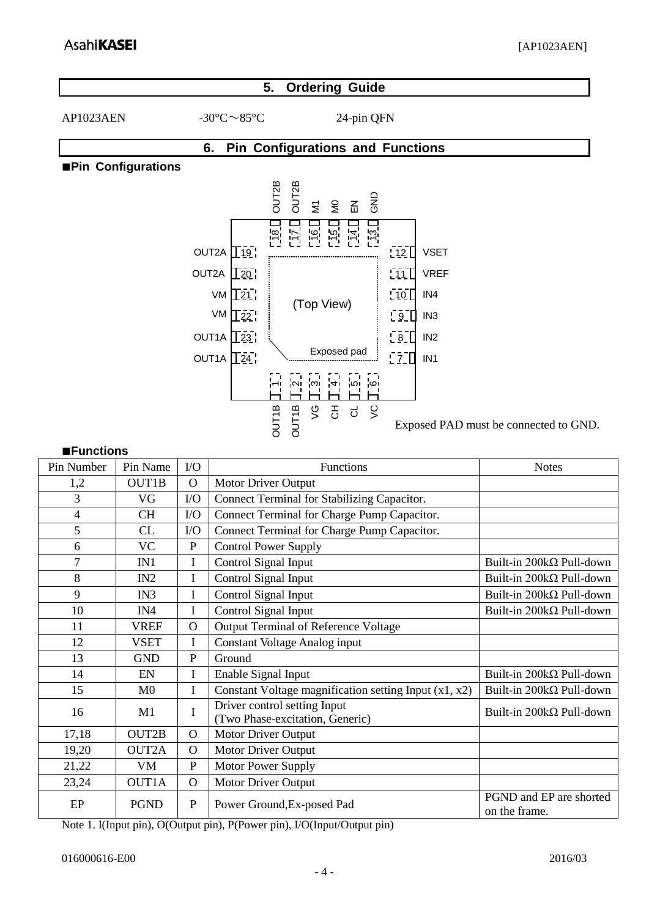## 5. Ordering Guide

AP1023AEN -30°C～85°C 24-pin QFN

## 6. Pin Configurations and Functions

### ■Pin Configurations

Exposed PAD must be connected to GND.

### ■Functions

| Pin Number | Pin Name | I/O | Functions | Notes |
|---|---|---|---|---|
| 1,2 | OUT1B | O | Motor Driver Output | |
| 3 | VG | I/O | Connect Terminal for Stabilizing Capacitor. | |
| 4 | CH | I/O | Connect Terminal for Charge Pump Capacitor. | |
| 5 | CL | I/O | Connect Terminal for Charge Pump Capacitor. | |
| 6 | VC | P | Control Power Supply | |
| 7 | IN1 | I | Control Signal Input | Built-in 200kΩ Pull-down |
| 8 | IN2 | I | Control Signal Input | Built-in 200kΩ Pull-down |
| 9 | IN3 | I | Control Signal Input | Built-in 200kΩ Pull-down |
| 10 | IN4 | I | Control Signal Input | Built-in 200kΩ Pull-down |
| 11 | VREF | O | Output Terminal of Reference Voltage | |
| 12 | VSET | I | Constant Voltage Analog input | |
| 13 | GND | P | Ground | |
| 14 | EN | I | Enable Signal Input | Built-in 200kΩ Pull-down |
| 15 | M0 | I | Constant Voltage magnification setting Input (x1, x2) | Built-in 200kΩ Pull-down |
| 16 | M1 | I | Driver control setting Input (Two Phase-excitation, Generic) | Built-in 200kΩ Pull-down |
| 17,18 | OUT2B | O | Motor Driver Output | |
| 19,20 | OUT2A | O | Motor Driver Output | |
| 21,22 | VM | P | Motor Power Supply | |
| 23,24 | OUT1A | O | Motor Driver Output | |
| EP | PGND | P | Power Ground,Ex-posed Pad | PGND and EP are shorted on the frame. |

Note 1. I(Input pin), O(Output pin), P(Power pin), I/O(Input/Output pin)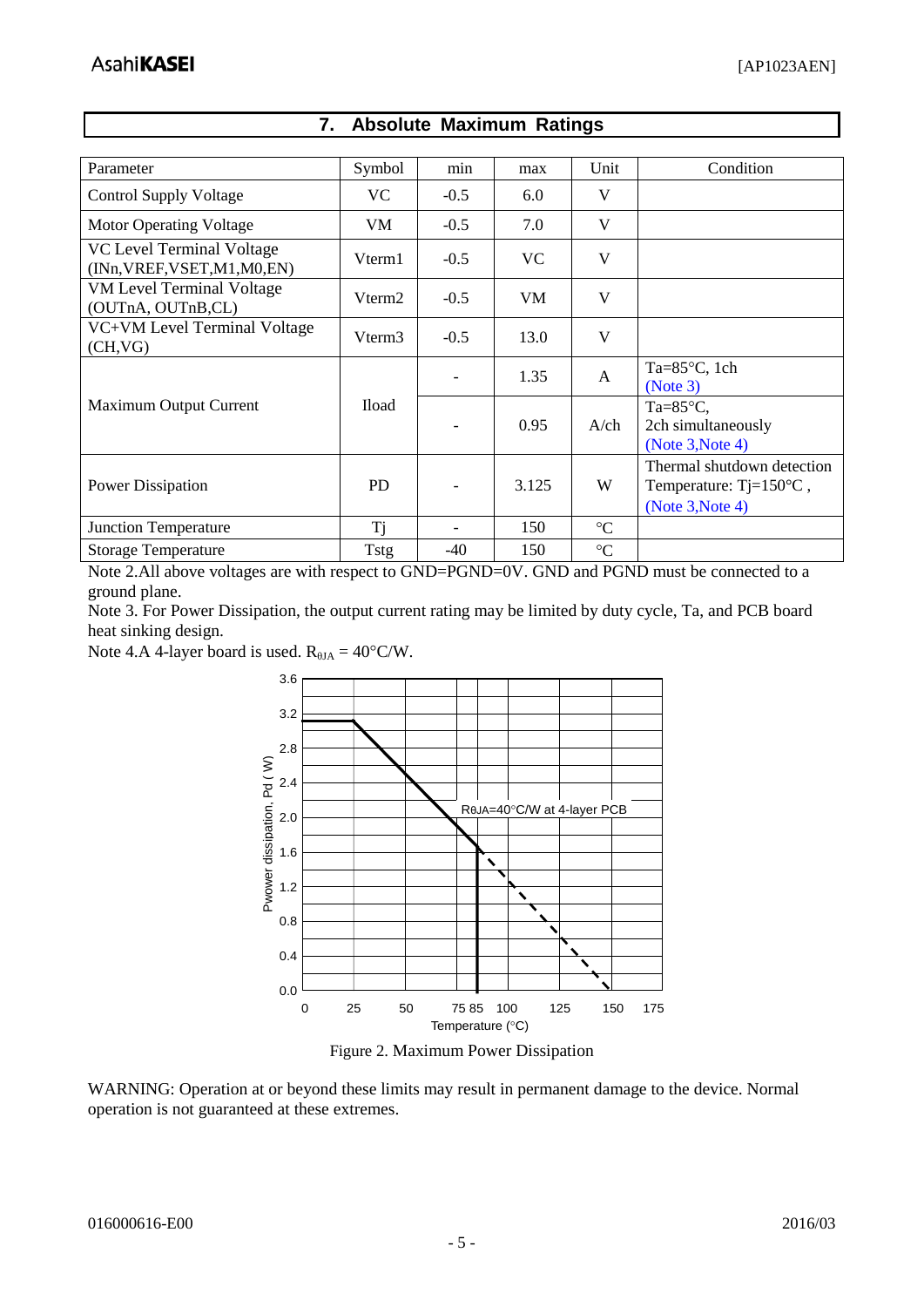## 7. Absolute Maximum Ratings

| Parameter | Symbol | min | max | Unit | Condition |
|---|---|---|---|---|---|
| Control Supply Voltage | VC | -0.5 | 6.0 | V | |
| Motor Operating Voltage | VM | -0.5 | 7.0 | V | |
| VC Level Terminal Voltage (INn,VREF,VSET,M1,M0,EN) | Vterm1 | -0.5 | VC | V | |
| VM Level Terminal Voltage (OUTnA, OUTnB,CL) | Vterm2 | -0.5 | VM | V | |
| VC+VM Level Terminal Voltage (CH,VG) | Vterm3 | -0.5 | 13.0 | V | |
| Maximum Output Current | Iload | - | 1.35 | A | Ta=85°C, 1ch (Note 3) |
| | | - | 0.95 | A/ch | Ta=85°C, 2ch simultaneously (Note 3,Note 4) |
| Power Dissipation | PD | - | 3.125 | W | Thermal shutdown detection Temperature: Tj=150°C , (Note 3,Note 4) |
| Junction Temperature | Tj | - | 150 | °C | |
| Storage Temperature | Tstg | -40 | 150 | °C | |

Note 2.All above voltages are with respect to GND=PGND=0V. GND and PGND must be connected to a ground plane.

Note 3. For Power Dissipation, the output current rating may be limited by duty cycle, Ta, and PCB board heat sinking design.

Note 4.A 4-layer board is used. $R_{\theta JA}$ = 40°C/W.

Figure 2. Maximum Power Dissipation

WARNING: Operation at or beyond these limits may result in permanent damage to the device. Normal operation is not guaranteed at these extremes.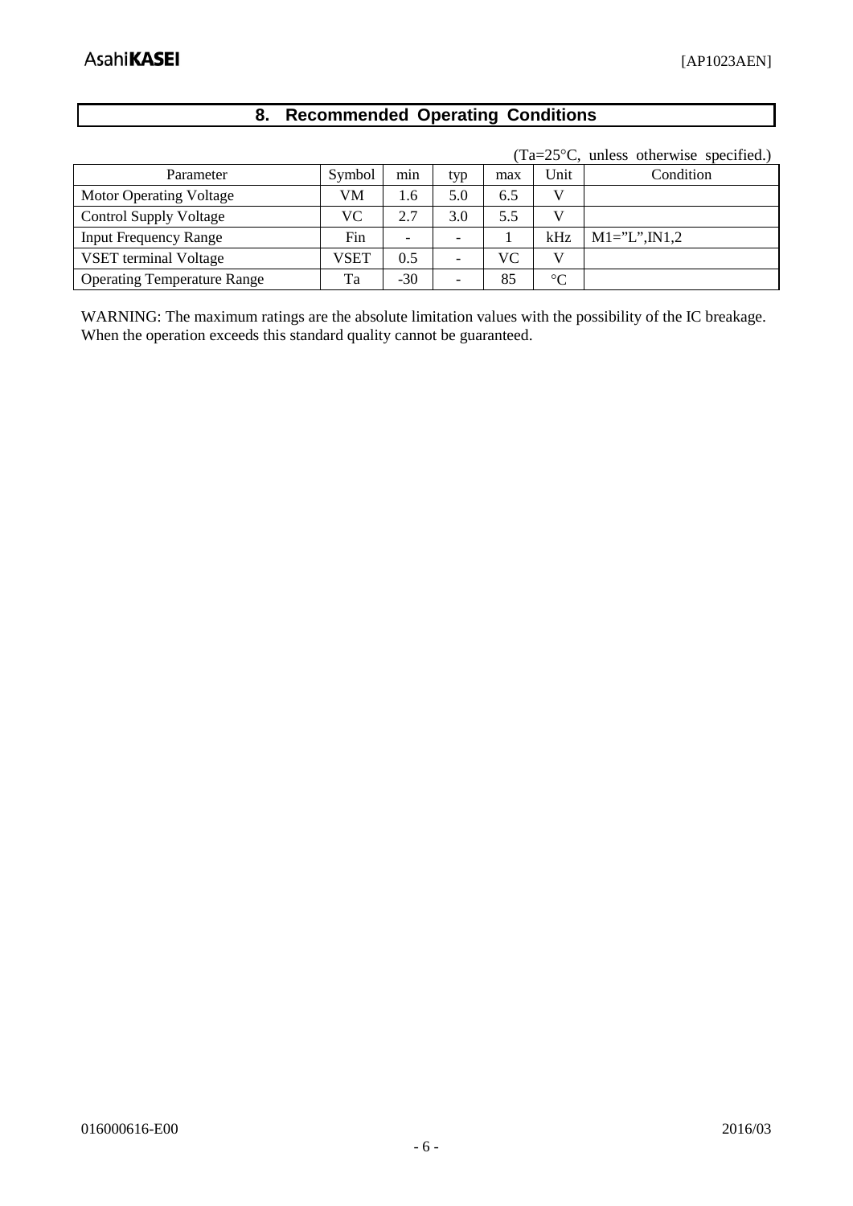## 8. Recommended Operating Conditions

(Ta=25°C, unless otherwise specified.)

| Parameter | Symbol | min | typ | max | Unit | Condition |
|---|---|---|---|---|---|---|
| Motor Operating Voltage | VM | 1.6 | 5.0 | 6.5 | V | |
| Control Supply Voltage | VC | 2.7 | 3.0 | 5.5 | V | |
| Input Frequency Range | Fin | - | - | 1 | kHz | M1="L",IN1,2 |
| VSET terminal Voltage | VSET | 0.5 | - | VC | V | |
| Operating Temperature Range | Ta | -30 | - | 85 | °C | |

WARNING: The maximum ratings are the absolute limitation values with the possibility of the IC breakage. When the operation exceeds this standard quality cannot be guaranteed.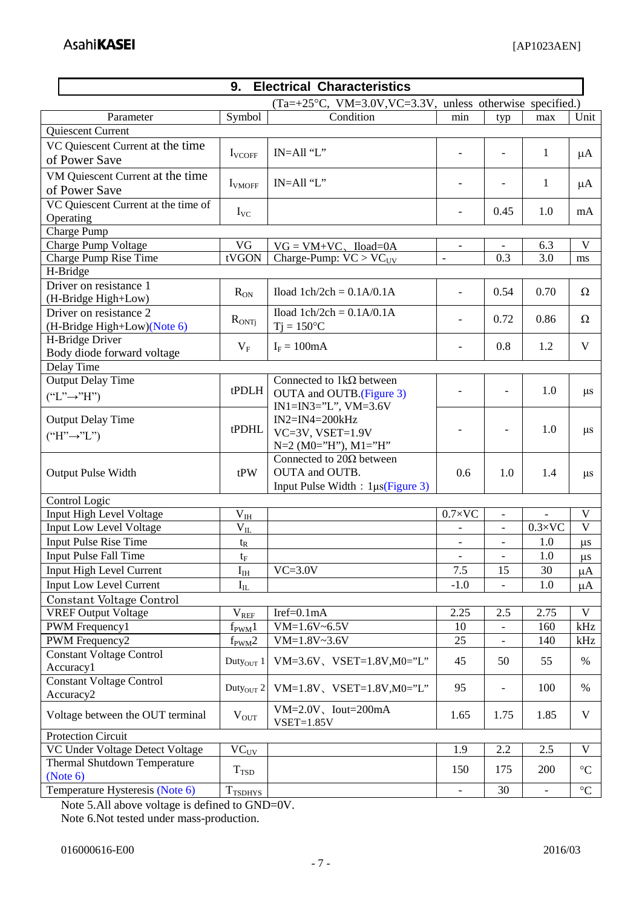## 9. Electrical Characteristics

(Ta=+25°C, VM=3.0V,VC=3.3V, unless otherwise specified.)

| Parameter | Symbol | Condition | min | typ | max | Unit |
|---|---|---|---|---|---|---|
| Quiescent Current | | | | | | |
| VC Quiescent Current at the time of Power Save | $I_{VCOFF}$ | IN=All "L" | - | - | 1 | μA |
| VM Quiescent Current at the time of Power Save | $I_{VMOFF}$ | IN=All "L" | - | - | 1 | μA |
| VC Quiescent Current at the time of Operating | $I_{VC}$ | | - | 0.45 | 1.0 | mA |
| Charge Pump | | | | | | |
| Charge Pump Voltage | VG | VG = VM+VC、Iload=0A | - | - | 6.3 | V |
| Charge Pump Rise Time | tVGON | Charge-Pump: VC > $VC_{UV}$ | - | 0.3 | 3.0 | ms |
| H-Bridge | | | | | | |
| Driver on resistance 1 (H-Bridge High+Low) | $R_{ON}$ | Iload 1ch/2ch = 0.1A/0.1A | - | 0.54 | 0.70 | Ω |
| Driver on resistance 2 (H-Bridge High+Low)(Note 6) | $R_{ONTj}$ | Iload 1ch/2ch = 0.1A/0.1A Tj = 150°C | - | 0.72 | 0.86 | Ω |
| H-Bridge Driver Body diode forward voltage | $V_F$ | $I_F$ = 100mA | - | 0.8 | 1.2 | V |
| Delay Time | | | | | | |
| Output Delay Time ("L"→"H") | tPDLH | Connected to 1kΩ between OUTA and OUTB.(Figure 3) IN1=IN3="L", VM=3.6V IN2=IN4=200kHz VC=3V, VSET=1.9V N=2 (M0="H"), M1="H" | - | - | 1.0 | μs |
| Output Delay Time ("H"→"L") | tPDHL | | - | - | 1.0 | μs |
| Output Pulse Width | tPW | Connected to 20Ω between OUTA and OUTB. Input Pulse Width : 1μs(Figure 3) | 0.6 | 1.0 | 1.4 | μs |
| Control Logic | | | | | | |
| Input High Level Voltage | $V_{IH}$ | | 0.7×VC | - | - | V |
| Input Low Level Voltage | $V_{IL}$ | | - | - | 0.3×VC | V |
| Input Pulse Rise Time | $t_R$ | | - | - | 1.0 | μs |
| Input Pulse Fall Time | $t_F$ | | - | - | 1.0 | μs |
| Input High Level Current | $I_{IH}$ | VC=3.0V | 7.5 | 15 | 30 | μA |
| Input Low Level Current | $I_{IL}$ | | -1.0 | - | 1.0 | μA |
| Constant Voltage Control | | | | | | |
| VREF Output Voltage | $V_{REF}$ | Iref=0.1mA | 2.25 | 2.5 | 2.75 | V |
| PWM Frequency1 | $f_{PWM}1$ | VM=1.6V~6.5V | 10 | - | 160 | kHz |
| PWM Frequency2 | $f_{PWM}2$ | VM=1.8V~3.6V | 25 | - | 140 | kHz |
| Constant Voltage Control Accuracy1 | $Duty_{OUT}$ 1 | VM=3.6V、VSET=1.8V,M0="L" | 45 | 50 | 55 | % |
| Constant Voltage Control Accuracy2 | $Duty_{OUT}$ 2 | VM=1.8V、VSET=1.8V,M0="L" | 95 | - | 100 | % |
| Voltage between the OUT terminal | $V_{OUT}$ | VM=2.0V、Iout=200mA VSET=1.85V | 1.65 | 1.75 | 1.85 | V |
| Protection Circuit | | | | | | |
| VC Under Voltage Detect Voltage | $VC_{UV}$ | | 1.9 | 2.2 | 2.5 | V |
| Thermal Shutdown Temperature (Note 6) | $T_{TSD}$ | | 150 | 175 | 200 | °C |
| Temperature Hysteresis (Note 6) | $T_{TSDHYS}$ | | - | 30 | - | °C |

Note 5.All above voltage is defined to GND=0V.
Note 6.Not tested under mass-production.

016000616-E00 2016/03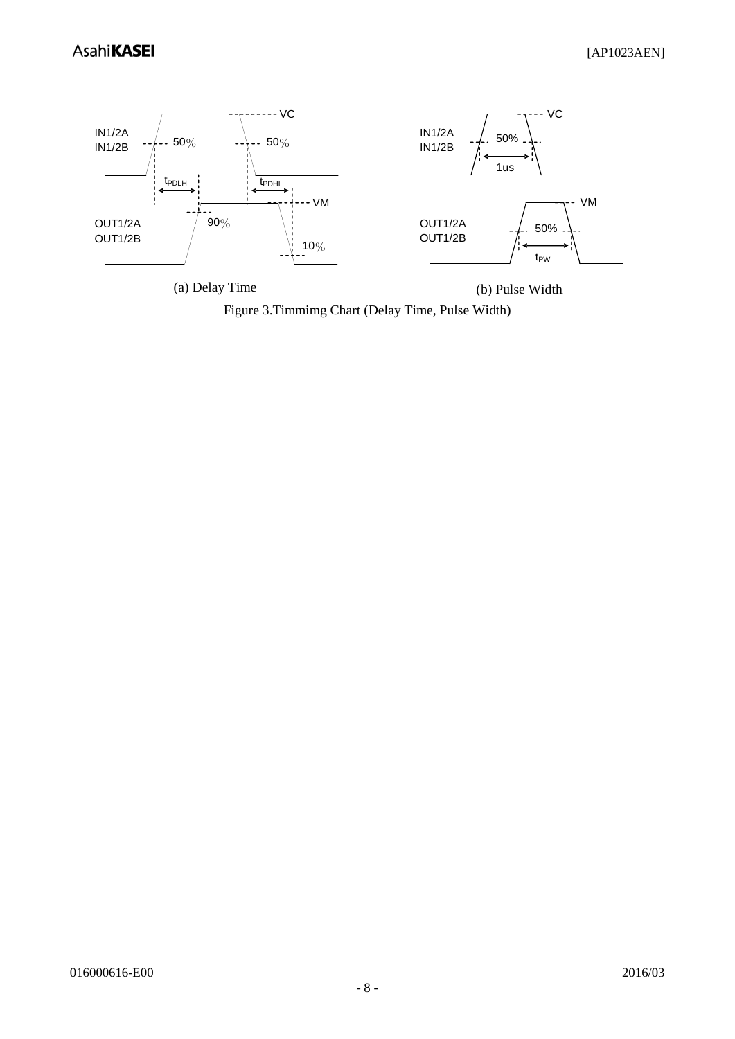(a) Delay Time

(b) Pulse Width

Figure 3.Timmimg Chart (Delay Time, Pulse Width)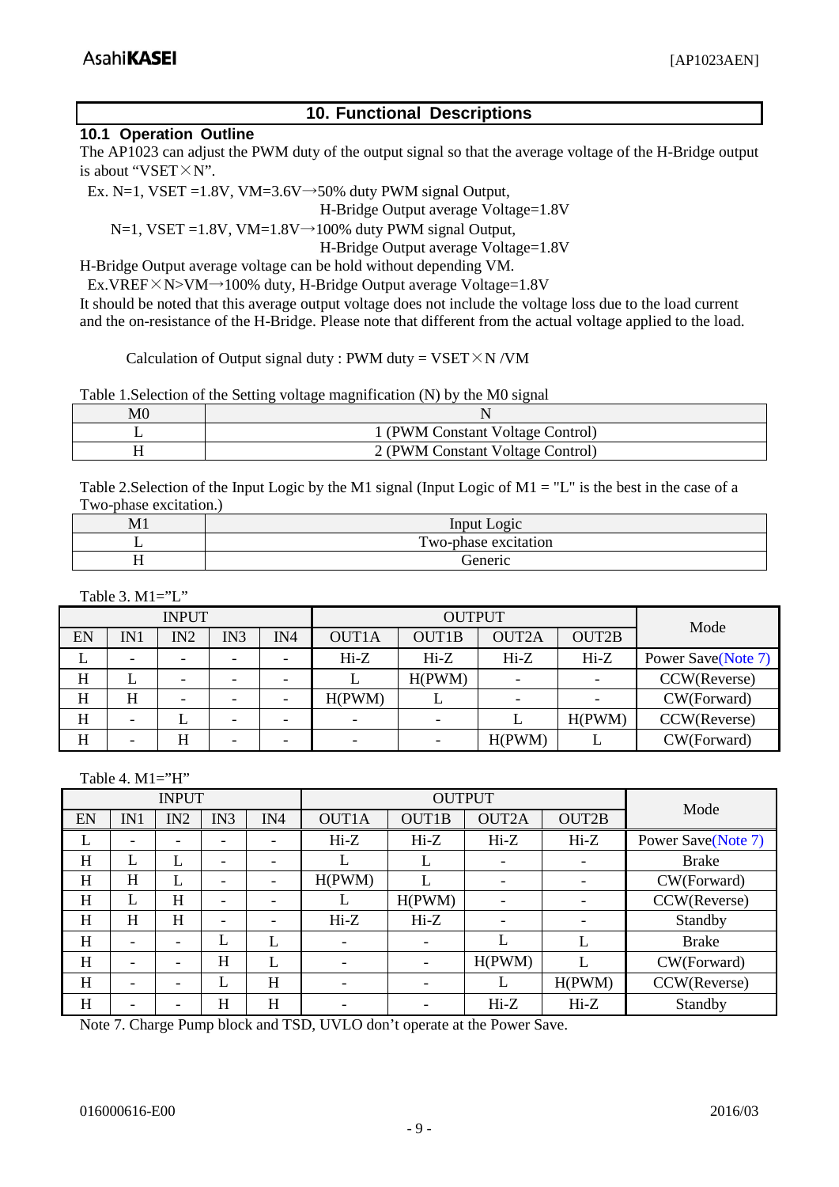## 10. Functional Descriptions

### 10.1 Operation Outline

The AP1023 can adjust the PWM duty of the output signal so that the average voltage of the H-Bridge output is about "VSET×N".

Ex. N=1, VSET =1.8V, VM=3.6V→50% duty PWM signal Output,
H-Bridge Output average Voltage=1.8V

N=1, VSET =1.8V, VM=1.8V→100% duty PWM signal Output,
H-Bridge Output average Voltage=1.8V

H-Bridge Output average voltage can be hold without depending VM.

Ex.VREF×N>VM→100% duty, H-Bridge Output average Voltage=1.8V

It should be noted that this average output voltage does not include the voltage loss due to the load current and the on-resistance of the H-Bridge. Please note that different from the actual voltage applied to the load.

Calculation of Output signal duty : PWM duty = VSET×N /VM

Table 1.Selection of the Setting voltage magnification (N) by the M0 signal

| M0 | N |
|---|---|
| L | 1 (PWM Constant Voltage Control) |
| H | 2 (PWM Constant Voltage Control) |

Table 2.Selection of the Input Logic by the M1 signal (Input Logic of M1 = "L" is the best in the case of a Two-phase excitation.)

| M1 | Input Logic |
|---|---|
| L | Two-phase excitation |
| H | Generic |

Table 3. M1="L"

| INPUT | | | | | OUTPUT | | | | Mode |
|---|---|---|---|---|---|---|---|---|---|
| EN | IN1 | IN2 | IN3 | IN4 | OUT1A | OUT1B | OUT2A | OUT2B | |
| L | - | - | - | - | Hi-Z | Hi-Z | Hi-Z | Hi-Z | Power Save(Note 7) |
| H | L | - | - | - | L | H(PWM) | - | - | CCW(Reverse) |
| H | H | - | - | - | H(PWM) | L | - | - | CW(Forward) |
| H | - | L | - | - | - | - | L | H(PWM) | CCW(Reverse) |
| H | - | H | - | - | - | - | H(PWM) | L | CW(Forward) |

Table 4. M1="H"

| INPUT | | | | | OUTPUT | | | | Mode |
|---|---|---|---|---|---|---|---|---|---|
| EN | IN1 | IN2 | IN3 | IN4 | OUT1A | OUT1B | OUT2A | OUT2B | |
| L | - | - | - | - | Hi-Z | Hi-Z | Hi-Z | Hi-Z | Power Save(Note 7) |
| H | L | L | - | - | L | L | - | - | Brake |
| H | H | L | - | - | H(PWM) | L | - | - | CW(Forward) |
| H | L | H | - | - | L | H(PWM) | - | - | CCW(Reverse) |
| H | H | H | - | - | Hi-Z | Hi-Z | - | - | Standby |
| H | - | - | L | L | - | - | L | L | Brake |
| H | - | - | H | L | - | - | H(PWM) | L | CW(Forward) |
| H | - | - | L | H | - | - | L | H(PWM) | CCW(Reverse) |
| H | - | - | H | H | - | - | Hi-Z | Hi-Z | Standby |

Note 7. Charge Pump block and TSD, UVLO don't operate at the Power Save.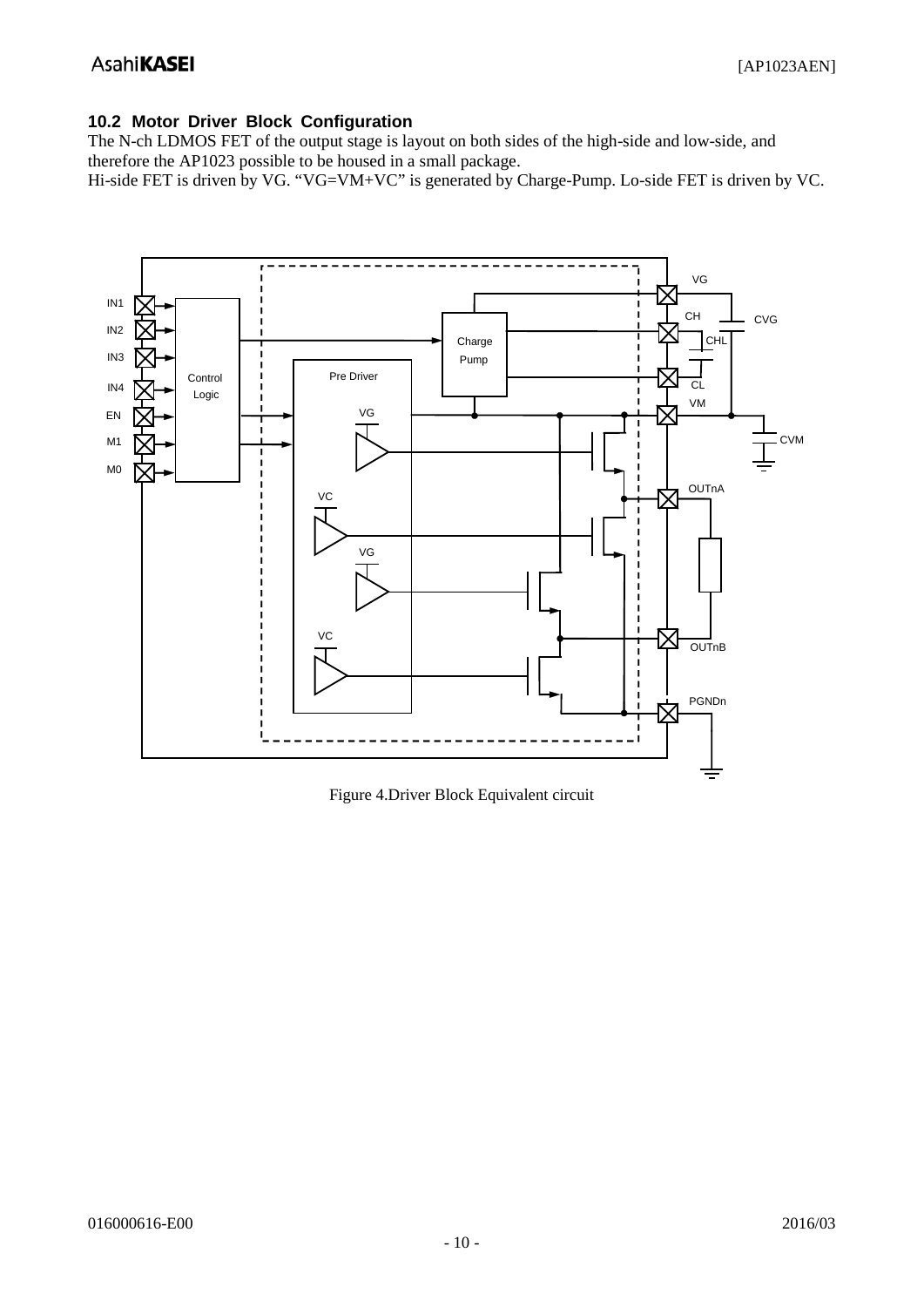## 10.2 Motor Driver Block Configuration

The N-ch LDMOS FET of the output stage is layout on both sides of the high-side and low-side, and therefore the AP1023 possible to be housed in a small package.
Hi-side FET is driven by VG. “VG=VM+VC” is generated by Charge-Pump. Lo-side FET is driven by VC.

Figure 4.Driver Block Equivalent circuit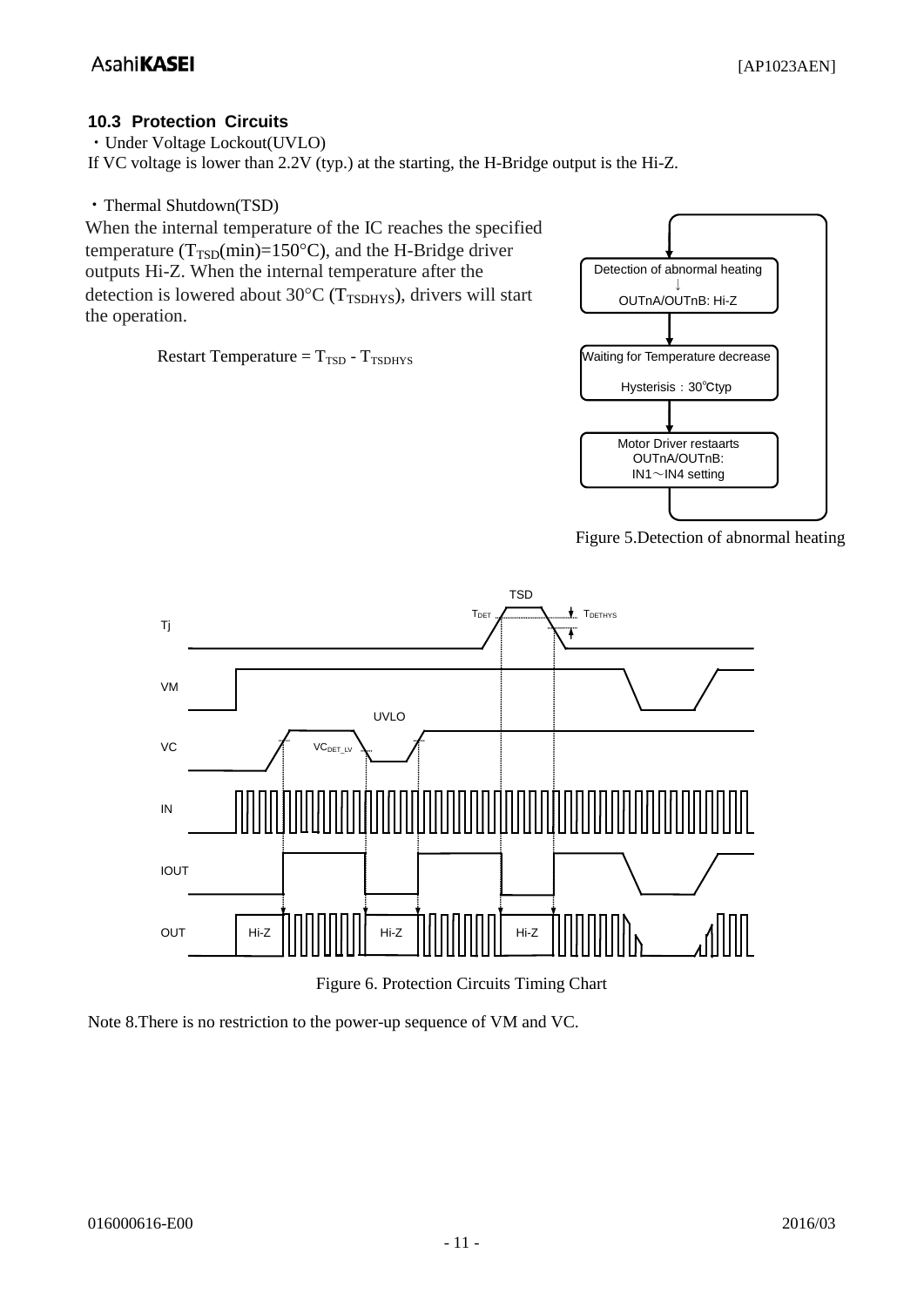### 10.3 Protection Circuits

・Under Voltage Lockout(UVLO)

If VC voltage is lower than 2.2V (typ.) at the starting, the H-Bridge output is the Hi-Z.

・Thermal Shutdown(TSD)

When the internal temperature of the IC reaches the specified temperature ($T_{TSD}$(min)=150°C), and the H-Bridge driver outputs Hi-Z. When the internal temperature after the detection is lowered about 30°C ($T_{TSDHYS}$), drivers will start the operation.

Restart Temperature = $T_{TSD}$ - $T_{TSDHYS}$

Detection of abnormal heating
↓
OUTnA/OUTnB: Hi-Z

Waiting for Temperature decrease
Hysterisis：30℃typ

Motor Driver restaarts
OUTnA/OUTnB:
IN1～IN4 setting

Figure 5.Detection of abnormal heating

Figure 6. Protection Circuits Timing Chart

Note 8.There is no restriction to the power-up sequence of VM and VC.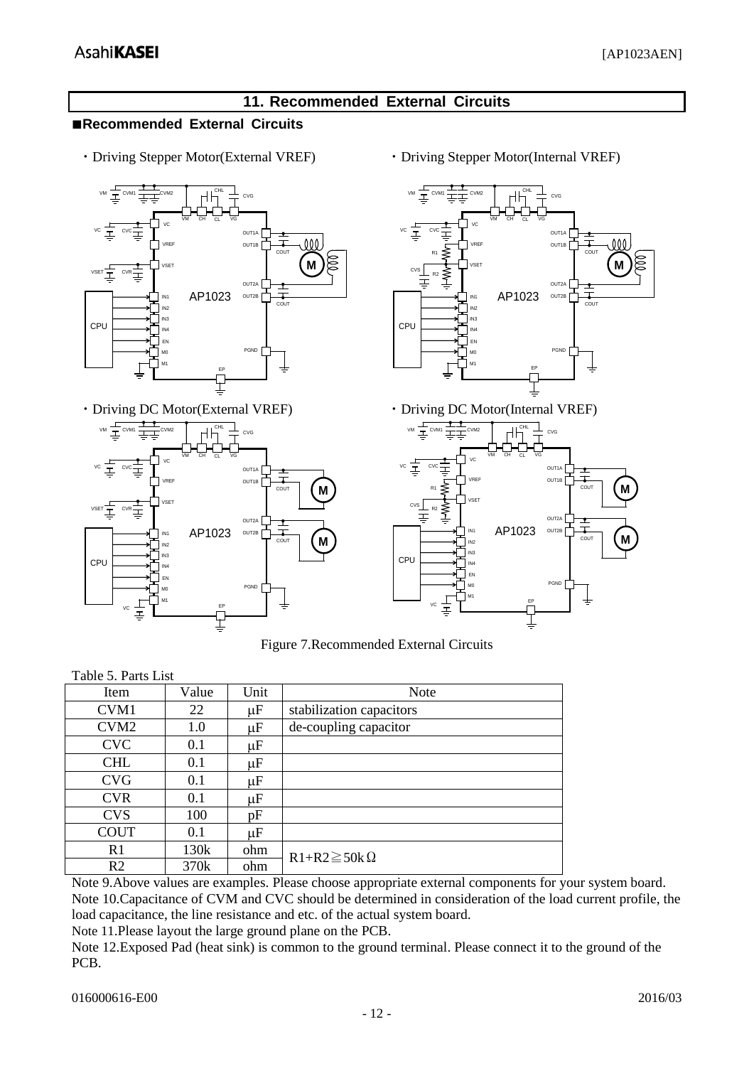## 11. Recommended External Circuits

### ■Recommended External Circuits

・Driving Stepper Motor(External VREF)

・Driving Stepper Motor(Internal VREF)

・Driving DC Motor(External VREF)

・Driving DC Motor(Internal VREF)

Figure 7.Recommended External Circuits

Table 5. Parts List

| Item | Value | Unit | Note |
|---|---|---|---|
| CVM1 | 22 | μF | stabilization capacitors |
| CVM2 | 1.0 | μF | de-coupling capacitor |
| CVC | 0.1 | μF | |
| CHL | 0.1 | μF | |
| CVG | 0.1 | μF | |
| CVR | 0.1 | μF | |
| CVS | 100 | pF | |
| COUT | 0.1 | μF | |
| R1 | 130k | ohm | R1+R2≧50kΩ |
| R2 | 370k | ohm | |

Note 9.Above values are examples. Please choose appropriate external components for your system board.

Note 10.Capacitance of CVM and CVC should be determined in consideration of the load current profile, the load capacitance, the line resistance and etc. of the actual system board.

Note 11.Please layout the large ground plane on the PCB.

Note 12.Exposed Pad (heat sink) is common to the ground terminal. Please connect it to the ground of the PCB.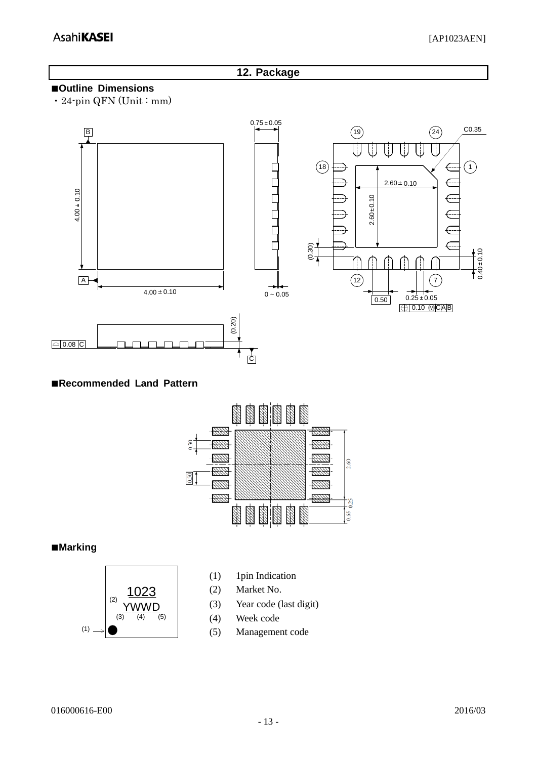## 12. Package

### ■Outline Dimensions

・24-pin QFN (Unit : mm)

### ■Recommended Land Pattern

### ■Marking

(1) 1pin Indication
(2) Market No.
(3) Year code (last digit)
(4) Week code
(5) Management code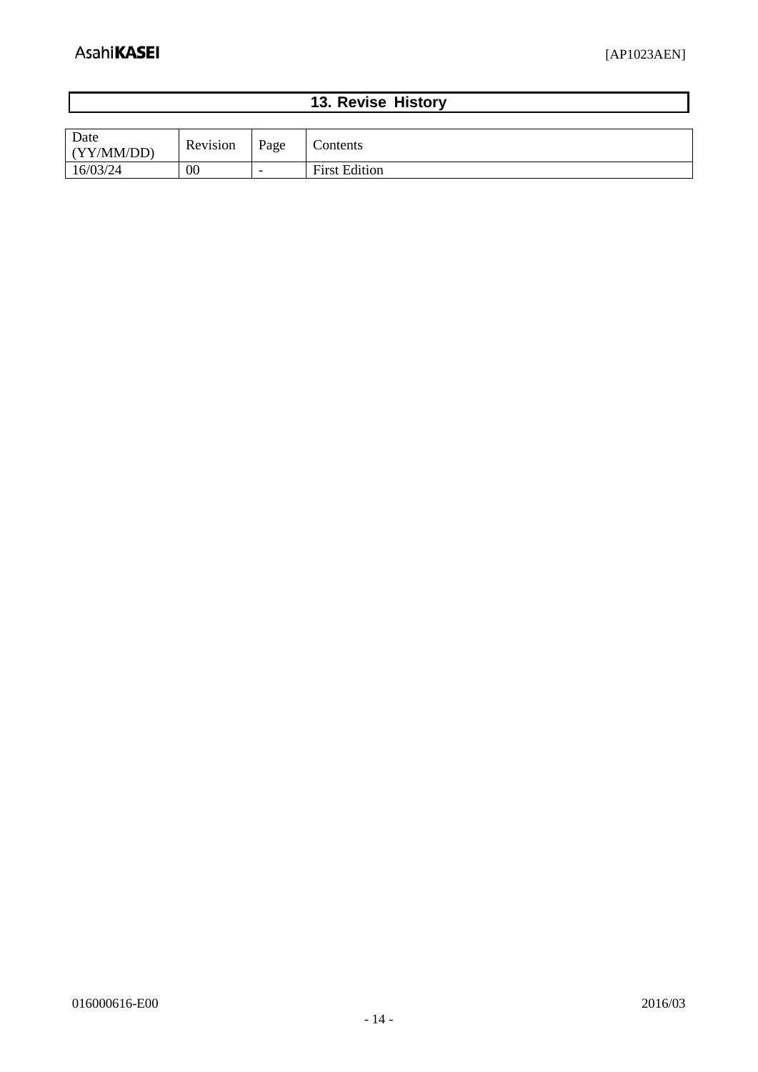## 13. Revise History

| Date (YY/MM/DD) | Revision | Page | Contents |
|---|---|---|---|
| 16/03/24 | 00 | - | First Edition |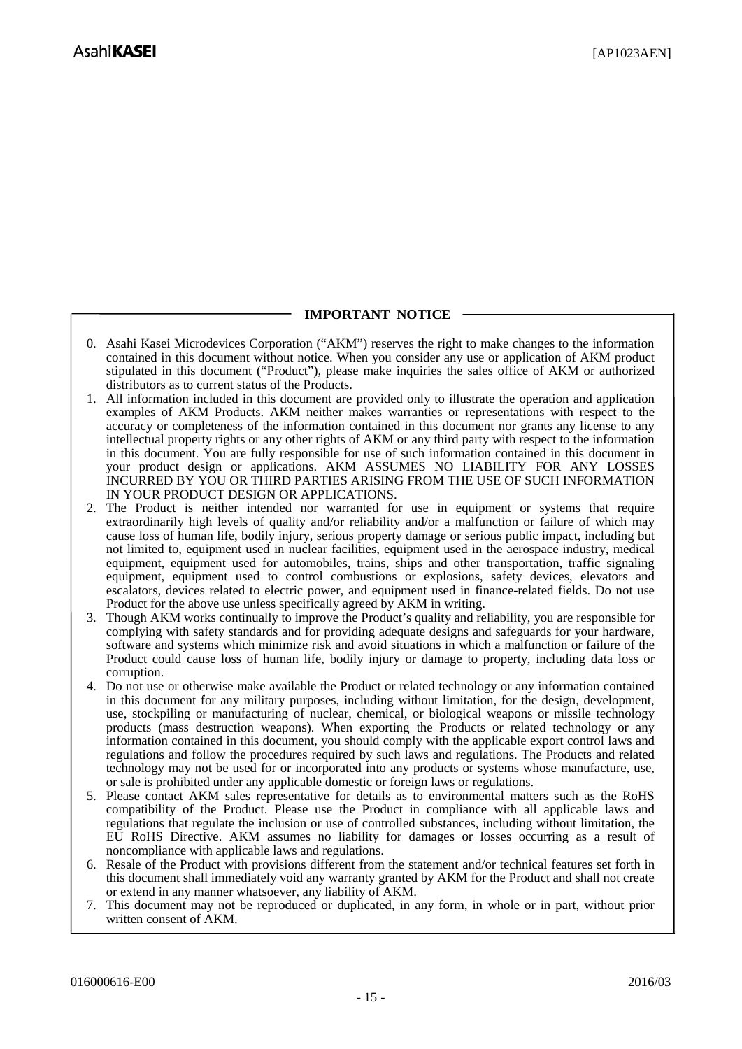## IMPORTANT NOTICE

0. Asahi Kasei Microdevices Corporation ("AKM") reserves the right to make changes to the information contained in this document without notice. When you consider any use or application of AKM product stipulated in this document ("Product"), please make inquiries the sales office of AKM or authorized distributors as to current status of the Products.
1. All information included in this document are provided only to illustrate the operation and application examples of AKM Products. AKM neither makes warranties or representations with respect to the accuracy or completeness of the information contained in this document nor grants any license to any intellectual property rights or any other rights of AKM or any third party with respect to the information in this document. You are fully responsible for use of such information contained in this document in your product design or applications. AKM ASSUMES NO LIABILITY FOR ANY LOSSES INCURRED BY YOU OR THIRD PARTIES ARISING FROM THE USE OF SUCH INFORMATION IN YOUR PRODUCT DESIGN OR APPLICATIONS.
2. The Product is neither intended nor warranted for use in equipment or systems that require extraordinarily high levels of quality and/or reliability and/or a malfunction or failure of which may cause loss of human life, bodily injury, serious property damage or serious public impact, including but not limited to, equipment used in nuclear facilities, equipment used in the aerospace industry, medical equipment, equipment used for automobiles, trains, ships and other transportation, traffic signaling equipment, equipment used to control combustions or explosions, safety devices, elevators and escalators, devices related to electric power, and equipment used in finance-related fields. Do not use Product for the above use unless specifically agreed by AKM in writing.
3. Though AKM works continually to improve the Product's quality and reliability, you are responsible for complying with safety standards and for providing adequate designs and safeguards for your hardware, software and systems which minimize risk and avoid situations in which a malfunction or failure of the Product could cause loss of human life, bodily injury or damage to property, including data loss or corruption.
4. Do not use or otherwise make available the Product or related technology or any information contained in this document for any military purposes, including without limitation, for the design, development, use, stockpiling or manufacturing of nuclear, chemical, or biological weapons or missile technology products (mass destruction weapons). When exporting the Products or related technology or any information contained in this document, you should comply with the applicable export control laws and regulations and follow the procedures required by such laws and regulations. The Products and related technology may not be used for or incorporated into any products or systems whose manufacture, use, or sale is prohibited under any applicable domestic or foreign laws or regulations.
5. Please contact AKM sales representative for details as to environmental matters such as the RoHS compatibility of the Product. Please use the Product in compliance with all applicable laws and regulations that regulate the inclusion or use of controlled substances, including without limitation, the EU RoHS Directive. AKM assumes no liability for damages or losses occurring as a result of noncompliance with applicable laws and regulations.
6. Resale of the Product with provisions different from the statement and/or technical features set forth in this document shall immediately void any warranty granted by AKM for the Product and shall not create or extend in any manner whatsoever, any liability of AKM.
7. This document may not be reproduced or duplicated, in any form, in whole or in part, without prior written consent of AKM.